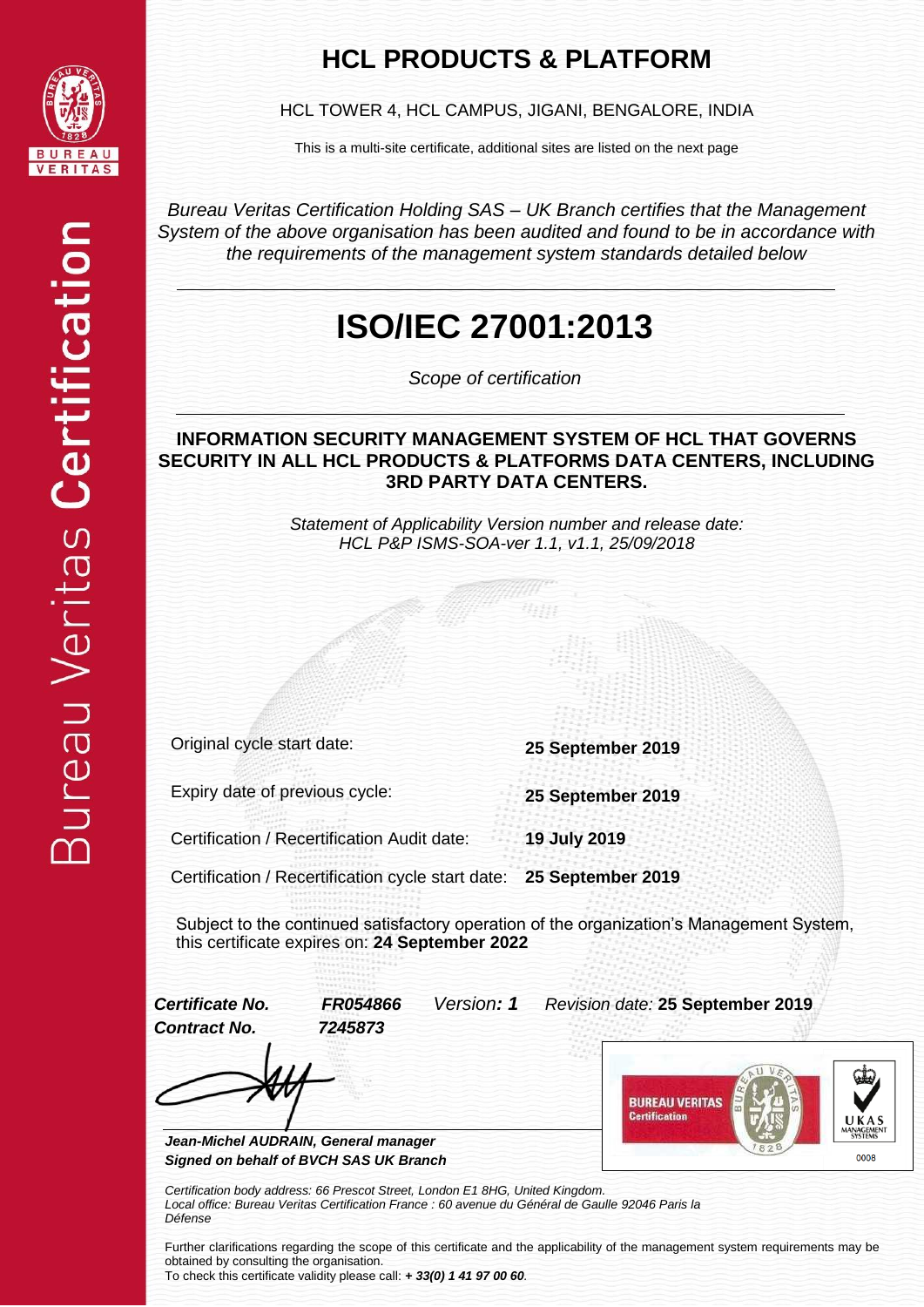# HCL PRODUCTS & PLATFORM

HCL TOWER 4, HCL CAMPUS, JIGANI, BENGALORE, INDIA

This is a multi-site certificate, additional sites are listed on the next page

*Bureau Veritas Certification Holding SAS – UK Branch certifies that the Management System of the above organisation has been audited and found to be in accordance with the requirements of the management system standards detailed below*

# ISO/IEC 27001:2013

*Scope of certification*

**INFORMATION SECURITY MANAGEMENT SYSTEM OF HCL THAT GOVERNS SECURITY IN ALL HCL PRODUCTS & PLATFORMS DATA CENTERS, INCLUDING 3RD PARTY DATA CENTERS.**

*Statement of Applicability Version number and release date:*
*HCL P&P ISMS-SOA-ver 1.1, v1.1, 25/09/2018*

| | |
|---|---|
| Original cycle start date: | **25 September 2019** |
| Expiry date of previous cycle: | **25 September 2019** |
| Certification / Recertification Audit date: | **19 July 2019** |
| Certification / Recertification cycle start date: | **25 September 2019** |

Subject to the continued satisfactory operation of the organization's Management System, this certificate expires on: **24 September 2022**

***Certificate No.*** ***FR054866*** *Version:* ***1*** *Revision date:* **25 September 2019**
***Contract No.*** ***7245873***

***Jean-Michel AUDRAIN, General manager***
***Signed on behalf of BVCH SAS UK Branch***

BUREAU VERITAS Certification — UKAS MANAGEMENT SYSTEMS 0008

*Certification body address: 66 Prescot Street, London E1 8HG, United Kingdom.*
*Local office: Bureau Veritas Certification France : 60 avenue du Général de Gaulle 92046 Paris la Défense*

Further clarifications regarding the scope of this certificate and the applicability of the management system requirements may be obtained by consulting the organisation.
To check this certificate validity please call: ***+ 33(0) 1 41 97 00 60****.*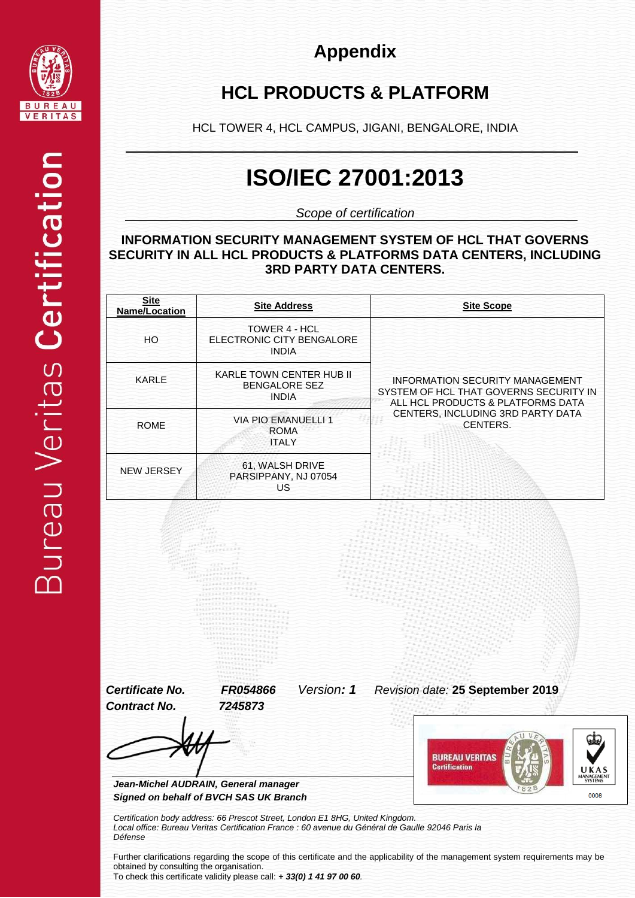# Appendix

## HCL PRODUCTS & PLATFORM

HCL TOWER 4, HCL CAMPUS, JIGANI, BENGALORE, INDIA

# ISO/IEC 27001:2013

*Scope of certification*

**INFORMATION SECURITY MANAGEMENT SYSTEM OF HCL THAT GOVERNS SECURITY IN ALL HCL PRODUCTS & PLATFORMS DATA CENTERS, INCLUDING 3RD PARTY DATA CENTERS.**

| Site Name/Location | Site Address | Site Scope |
|---|---|---|
| HO | TOWER 4 - HCL<br>ELECTRONIC CITY BENGALORE<br>INDIA | INFORMATION SECURITY MANAGEMENT SYSTEM OF HCL THAT GOVERNS SECURITY IN ALL HCL PRODUCTS & PLATFORMS DATA CENTERS, INCLUDING 3RD PARTY DATA CENTERS. |
| KARLE | KARLE TOWN CENTER HUB II<br>BENGALORE SEZ<br>INDIA | |
| ROME | VIA PIO EMANUELLI 1<br>ROMA<br>ITALY | |
| NEW JERSEY | 61, WALSH DRIVE<br>PARSIPPANY, NJ 07054<br>US | |

***Certificate No.*** ***FR054866*** *Version:* ***1*** *Revision date:* **25 September 2019**

***Contract No.*** ***7245873***

***Jean-Michel AUDRAIN, General manager***
***Signed on behalf of BVCH SAS UK Branch***

BUREAU VERITAS Certification

UKAS MANAGEMENT SYSTEMS
0008

*Certification body address: 66 Prescot Street, London E1 8HG, United Kingdom.*
*Local office: Bureau Veritas Certification France : 60 avenue du Général de Gaulle 92046 Paris la Défense*

Further clarifications regarding the scope of this certificate and the applicability of the management system requirements may be obtained by consulting the organisation.
To check this certificate validity please call: ***+ 33(0) 1 41 97 00 60***.